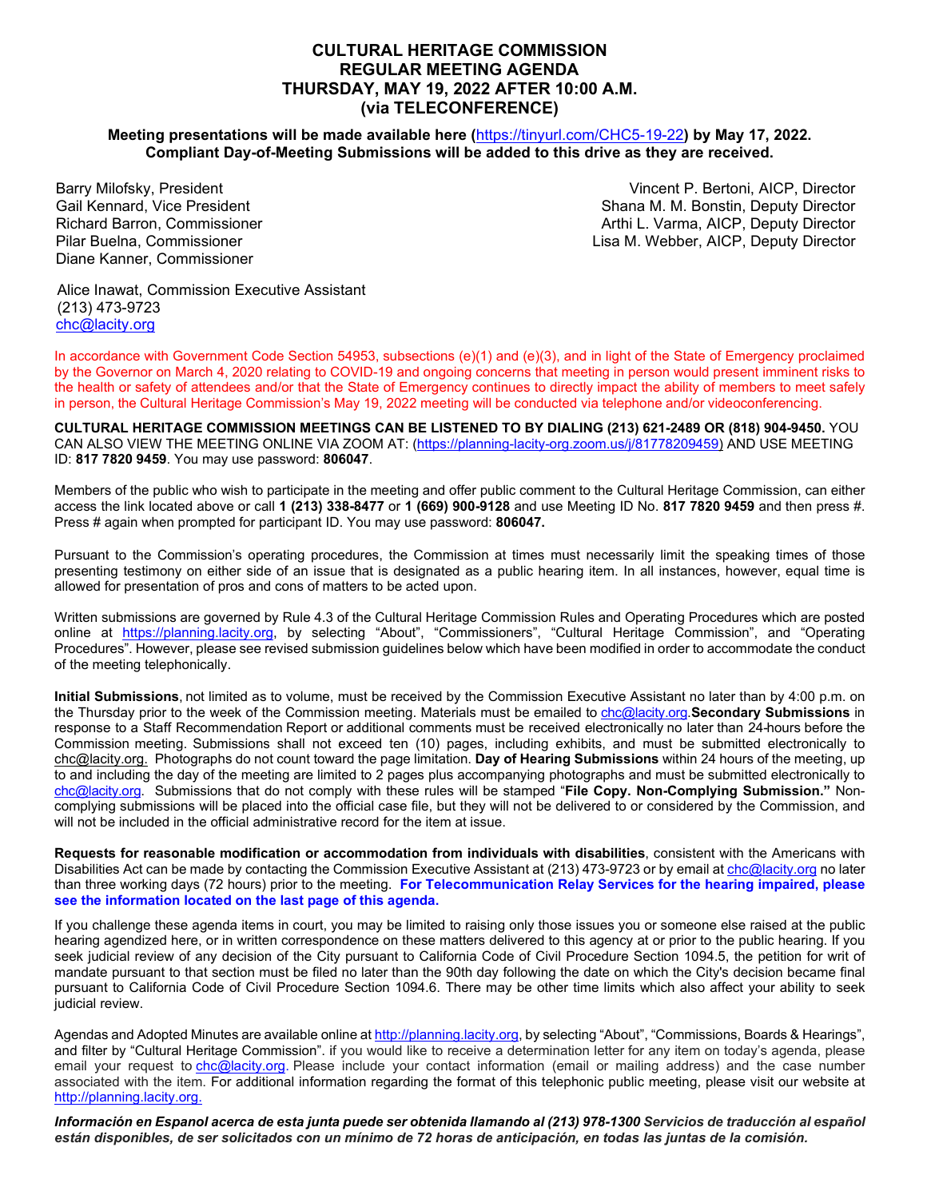# CULTURAL HERITAGE COMMISSION
# REGULAR MEETING AGENDA
# THURSDAY, MAY 19, 2022 AFTER 10:00 A.M.
# (via TELECONFERENCE)

**Meeting presentations will be made available here (https://tinyurl.com/CHC5-19-22) by May 17, 2022. Compliant Day-of-Meeting Submissions will be added to this drive as they are received.**

Barry Milofsky, President
Gail Kennard, Vice President
Richard Barron, Commissioner
Pilar Buelna, Commissioner
Diane Kanner, Commissioner

Vincent P. Bertoni, AICP, Director
Shana M. M. Bonstin, Deputy Director
Arthi L. Varma, AICP, Deputy Director
Lisa M. Webber, AICP, Deputy Director

Alice Inawat, Commission Executive Assistant
(213) 473-9723
chc@lacity.org

In accordance with Government Code Section 54953, subsections (e)(1) and (e)(3), and in light of the State of Emergency proclaimed by the Governor on March 4, 2020 relating to COVID-19 and ongoing concerns that meeting in person would present imminent risks to the health or safety of attendees and/or that the State of Emergency continues to directly impact the ability of members to meet safely in person, the Cultural Heritage Commission's May 19, 2022 meeting will be conducted via telephone and/or videoconferencing.

**CULTURAL HERITAGE COMMISSION MEETINGS CAN BE LISTENED TO BY DIALING (213) 621-2489 OR (818) 904-9450.** YOU CAN ALSO VIEW THE MEETING ONLINE VIA ZOOM AT: (https://planning-lacity-org.zoom.us/j/81778209459) AND USE MEETING ID: **817 7820 9459**. You may use password: **806047**.

Members of the public who wish to participate in the meeting and offer public comment to the Cultural Heritage Commission, can either access the link located above or call **1 (213) 338-8477** or **1 (669) 900-9128** and use Meeting ID No. **817 7820 9459** and then press #. Press # again when prompted for participant ID. You may use password: **806047.**

Pursuant to the Commission's operating procedures, the Commission at times must necessarily limit the speaking times of those presenting testimony on either side of an issue that is designated as a public hearing item. In all instances, however, equal time is allowed for presentation of pros and cons of matters to be acted upon.

Written submissions are governed by Rule 4.3 of the Cultural Heritage Commission Rules and Operating Procedures which are posted online at https://planning.lacity.org, by selecting "About", "Commissioners", "Cultural Heritage Commission", and "Operating Procedures". However, please see revised submission guidelines below which have been modified in order to accommodate the conduct of the meeting telephonically.

**Initial Submissions**, not limited as to volume, must be received by the Commission Executive Assistant no later than by 4:00 p.m. on the Thursday prior to the week of the Commission meeting. Materials must be emailed to chc@lacity.org.**Secondary Submissions** in response to a Staff Recommendation Report or additional comments must be received electronically no later than 24-hours before the Commission meeting. Submissions shall not exceed ten (10) pages, including exhibits, and must be submitted electronically to chc@lacity.org. Photographs do not count toward the page limitation. **Day of Hearing Submissions** within 24 hours of the meeting, up to and including the day of the meeting are limited to 2 pages plus accompanying photographs and must be submitted electronically to chc@lacity.org. Submissions that do not comply with these rules will be stamped "**File Copy. Non-Complying Submission.**" Non-complying submissions will be placed into the official case file, but they will not be delivered to or considered by the Commission, and will not be included in the official administrative record for the item at issue.

**Requests for reasonable modification or accommodation from individuals with disabilities**, consistent with the Americans with Disabilities Act can be made by contacting the Commission Executive Assistant at (213) 473-9723 or by email at chc@lacity.org no later than three working days (72 hours) prior to the meeting. **For Telecommunication Relay Services for the hearing impaired, please see the information located on the last page of this agenda.**

If you challenge these agenda items in court, you may be limited to raising only those issues you or someone else raised at the public hearing agendized here, or in written correspondence on these matters delivered to this agency at or prior to the public hearing. If you seek judicial review of any decision of the City pursuant to California Code of Civil Procedure Section 1094.5, the petition for writ of mandate pursuant to that section must be filed no later than the 90th day following the date on which the City's decision became final pursuant to California Code of Civil Procedure Section 1094.6. There may be other time limits which also affect your ability to seek judicial review.

Agendas and Adopted Minutes are available online at http://planning.lacity.org, by selecting "About", "Commissions, Boards & Hearings", and filter by "Cultural Heritage Commission". if you would like to receive a determination letter for any item on today's agenda, please email your request to chc@lacity.org. Please include your contact information (email or mailing address) and the case number associated with the item. For additional information regarding the format of this telephonic public meeting, please visit our website at http://planning.lacity.org.

***Información en Espanol acerca de esta junta puede ser obtenida llamando al (213) 978-1300 Servicios de traducción al español están disponibles, de ser solicitados con un mínimo de 72 horas de anticipación, en todas las juntas de la comisión.***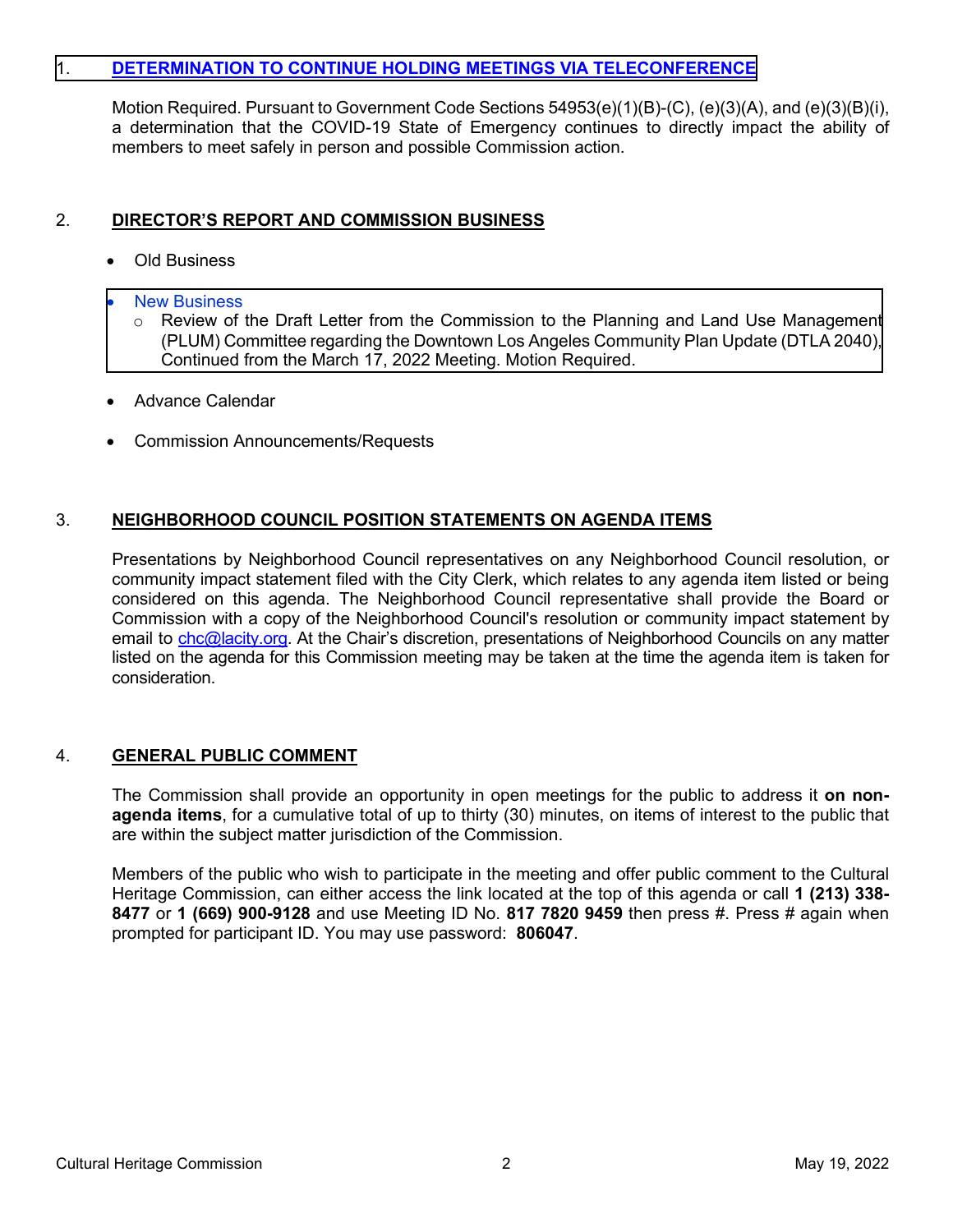## 1. DETERMINATION TO CONTINUE HOLDING MEETINGS VIA TELECONFERENCE

Motion Required. Pursuant to Government Code Sections 54953(e)(1)(B)-(C), (e)(3)(A), and (e)(3)(B)(i), a determination that the COVID-19 State of Emergency continues to directly impact the ability of members to meet safely in person and possible Commission action.

## 2. DIRECTOR'S REPORT AND COMMISSION BUSINESS

- Old Business
- New Business
  - Review of the Draft Letter from the Commission to the Planning and Land Use Management (PLUM) Committee regarding the Downtown Los Angeles Community Plan Update (DTLA 2040), Continued from the March 17, 2022 Meeting. Motion Required.
- Advance Calendar
- Commission Announcements/Requests

## 3. NEIGHBORHOOD COUNCIL POSITION STATEMENTS ON AGENDA ITEMS

Presentations by Neighborhood Council representatives on any Neighborhood Council resolution, or community impact statement filed with the City Clerk, which relates to any agenda item listed or being considered on this agenda. The Neighborhood Council representative shall provide the Board or Commission with a copy of the Neighborhood Council's resolution or community impact statement by email to chc@lacity.org. At the Chair's discretion, presentations of Neighborhood Councils on any matter listed on the agenda for this Commission meeting may be taken at the time the agenda item is taken for consideration.

## 4. GENERAL PUBLIC COMMENT

The Commission shall provide an opportunity in open meetings for the public to address it **on non-agenda items**, for a cumulative total of up to thirty (30) minutes, on items of interest to the public that are within the subject matter jurisdiction of the Commission.

Members of the public who wish to participate in the meeting and offer public comment to the Cultural Heritage Commission, can either access the link located at the top of this agenda or call **1 (213) 338-8477** or **1 (669) 900-9128** and use Meeting ID No. **817 7820 9459** then press #. Press # again when prompted for participant ID. You may use password: **806047**.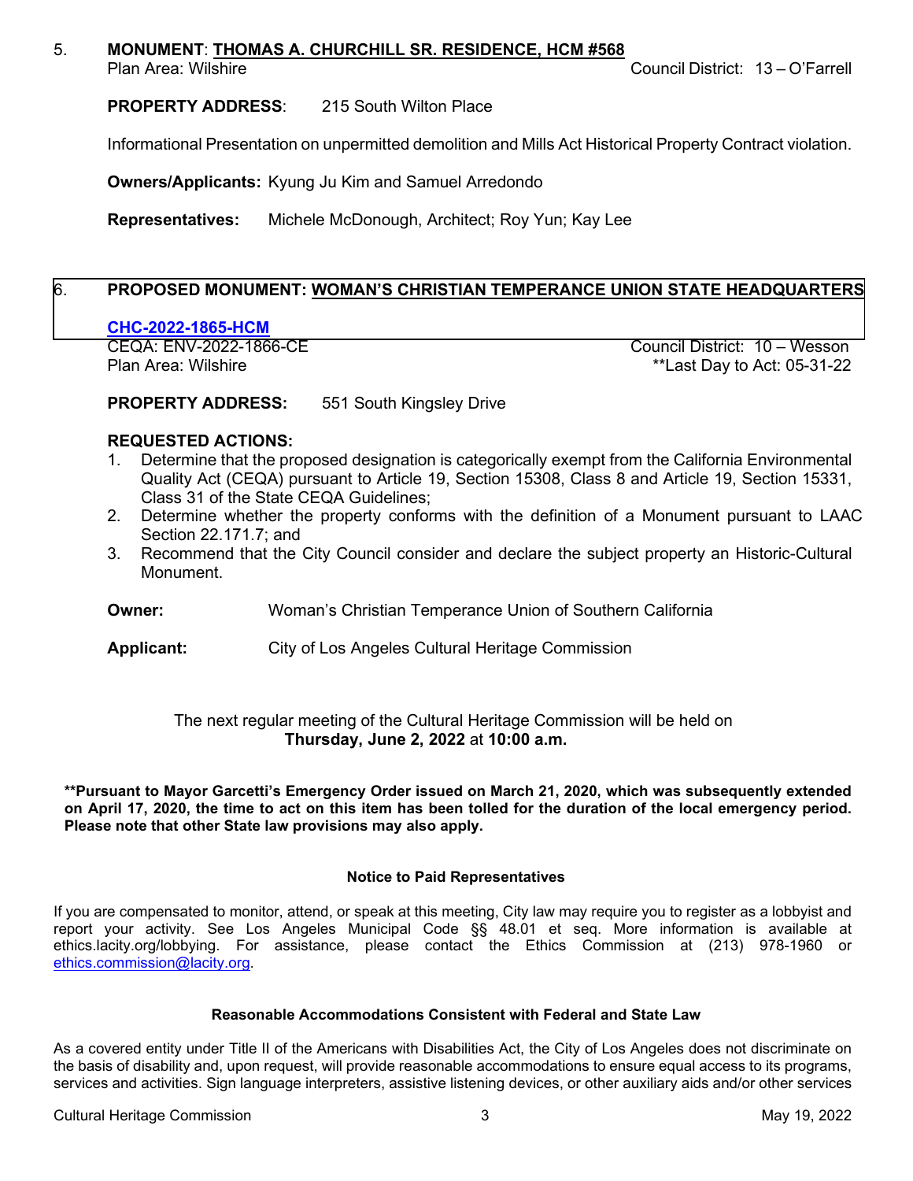5. **MONUMENT**: **THOMAS A. CHURCHILL SR. RESIDENCE, HCM #568**

Plan Area: Wilshire    Council District: 13 – O'Farrell

**PROPERTY ADDRESS**: 215 South Wilton Place

Informational Presentation on unpermitted demolition and Mills Act Historical Property Contract violation.

**Owners/Applicants:** Kyung Ju Kim and Samuel Arredondo

**Representatives:** Michele McDonough, Architect; Roy Yun; Kay Lee

6. **PROPOSED MONUMENT: WOMAN'S CHRISTIAN TEMPERANCE UNION STATE HEADQUARTERS**

**CHC-2022-1865-HCM**

CEQA: ENV-2022-1866-CE    Council District: 10 – Wesson

Plan Area: Wilshire    **Last Day to Act: 05-31-22

**PROPERTY ADDRESS:** 551 South Kingsley Drive

**REQUESTED ACTIONS:**

1. Determine that the proposed designation is categorically exempt from the California Environmental Quality Act (CEQA) pursuant to Article 19, Section 15308, Class 8 and Article 19, Section 15331, Class 31 of the State CEQA Guidelines;
2. Determine whether the property conforms with the definition of a Monument pursuant to LAAC Section 22.171.7; and
3. Recommend that the City Council consider and declare the subject property an Historic-Cultural Monument.

**Owner:** Woman's Christian Temperance Union of Southern California

**Applicant:** City of Los Angeles Cultural Heritage Commission

The next regular meeting of the Cultural Heritage Commission will be held on **Thursday, June 2, 2022** at **10:00 a.m.**

**\*\*Pursuant to Mayor Garcetti's Emergency Order issued on March 21, 2020, which was subsequently extended on April 17, 2020, the time to act on this item has been tolled for the duration of the local emergency period. Please note that other State law provisions may also apply.**

**Notice to Paid Representatives**

If you are compensated to monitor, attend, or speak at this meeting, City law may require you to register as a lobbyist and report your activity. See Los Angeles Municipal Code §§ 48.01 et seq. More information is available at ethics.lacity.org/lobbying. For assistance, please contact the Ethics Commission at (213) 978-1960 or ethics.commission@lacity.org.

**Reasonable Accommodations Consistent with Federal and State Law**

As a covered entity under Title II of the Americans with Disabilities Act, the City of Los Angeles does not discriminate on the basis of disability and, upon request, will provide reasonable accommodations to ensure equal access to its programs, services and activities. Sign language interpreters, assistive listening devices, or other auxiliary aids and/or other services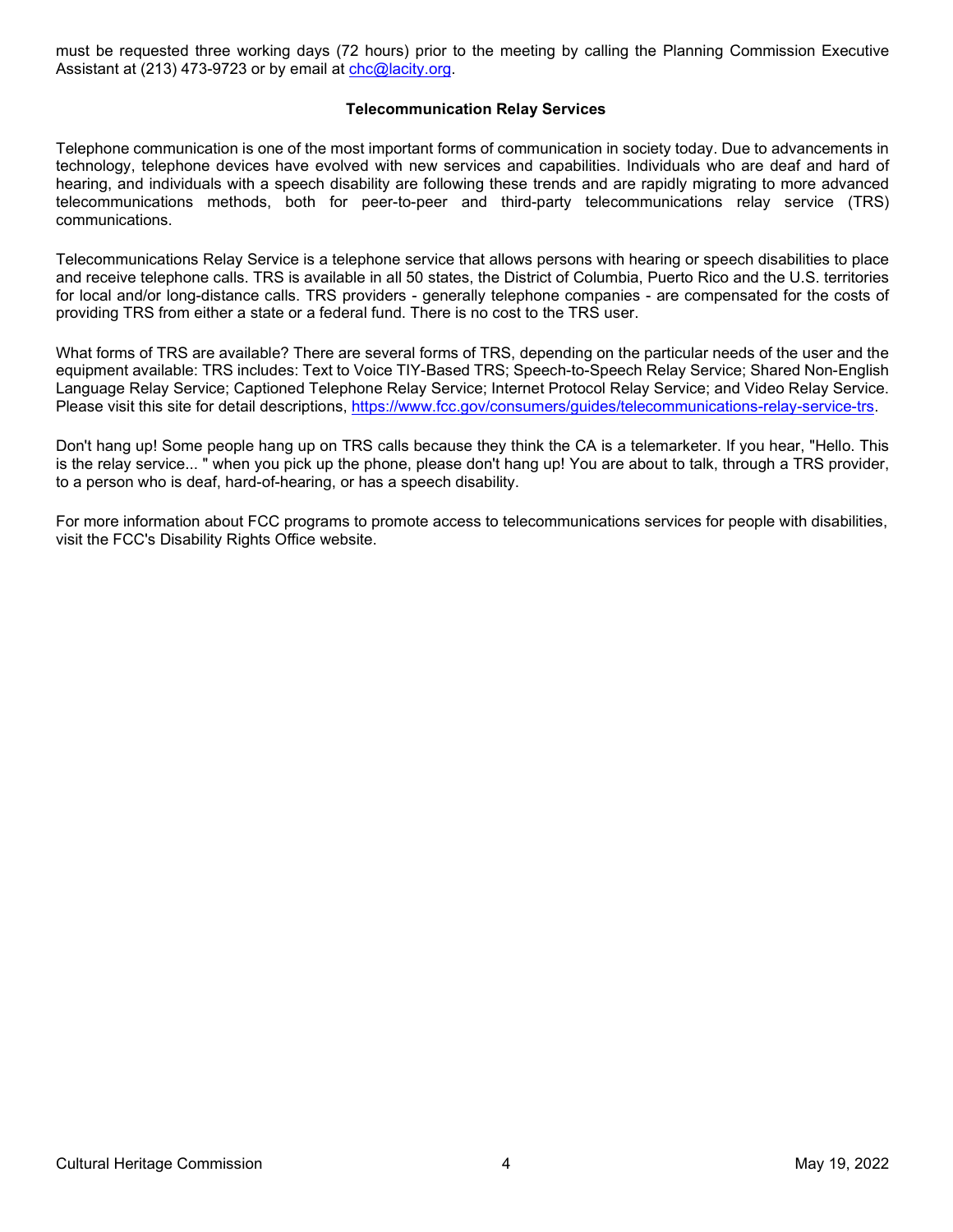must be requested three working days (72 hours) prior to the meeting by calling the Planning Commission Executive Assistant at (213) 473-9723 or by email at chc@lacity.org.

**Telecommunication Relay Services**

Telephone communication is one of the most important forms of communication in society today. Due to advancements in technology, telephone devices have evolved with new services and capabilities. Individuals who are deaf and hard of hearing, and individuals with a speech disability are following these trends and are rapidly migrating to more advanced telecommunications methods, both for peer-to-peer and third-party telecommunications relay service (TRS) communications.

Telecommunications Relay Service is a telephone service that allows persons with hearing or speech disabilities to place and receive telephone calls. TRS is available in all 50 states, the District of Columbia, Puerto Rico and the U.S. territories for local and/or long-distance calls. TRS providers - generally telephone companies - are compensated for the costs of providing TRS from either a state or a federal fund. There is no cost to the TRS user.

What forms of TRS are available? There are several forms of TRS, depending on the particular needs of the user and the equipment available: TRS includes: Text to Voice TIY-Based TRS; Speech-to-Speech Relay Service; Shared Non-English Language Relay Service; Captioned Telephone Relay Service; Internet Protocol Relay Service; and Video Relay Service. Please visit this site for detail descriptions, https://www.fcc.gov/consumers/guides/telecommunications-relay-service-trs.

Don't hang up! Some people hang up on TRS calls because they think the CA is a telemarketer. If you hear, "Hello. This is the relay service... " when you pick up the phone, please don't hang up! You are about to talk, through a TRS provider, to a person who is deaf, hard-of-hearing, or has a speech disability.

For more information about FCC programs to promote access to telecommunications services for people with disabilities, visit the FCC's Disability Rights Office website.